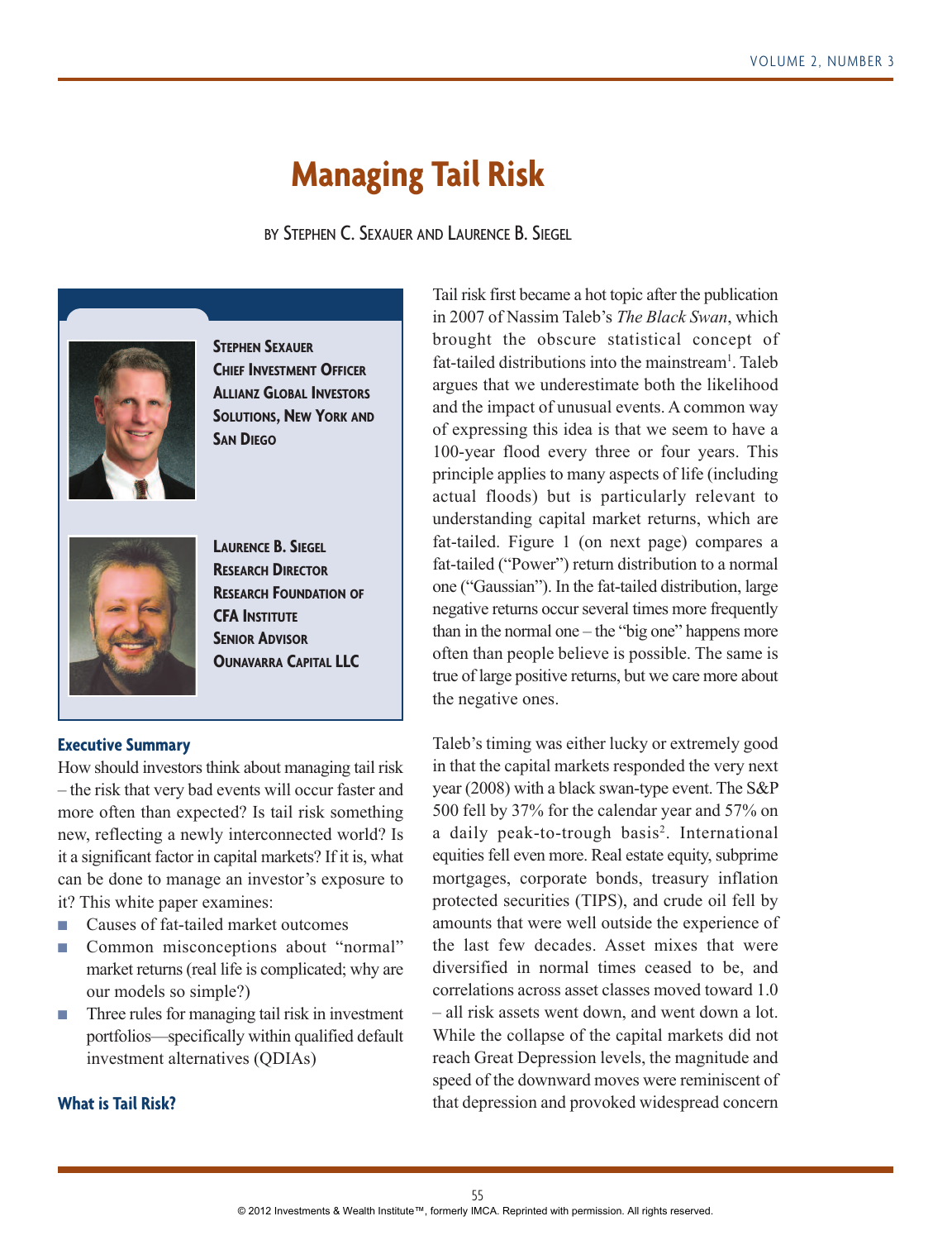# Managing Tail Risk

BY STEPHEN C. SEXAUER AND LAURENCE B. SIEGEL

**Stephen Sexauer**
**Chief Investment Officer**
**Allianz Global Investors Solutions, New York and San Diego**

**Laurence B. Siegel**
**Research Director**
**Research Foundation of CFA Institute**
**Senior Advisor**
**Ounavarra Capital LLC**

## Executive Summary

How should investors think about managing tail risk – the risk that very bad events will occur faster and more often than expected? Is tail risk something new, reflecting a newly interconnected world? Is it a significant factor in capital markets? If it is, what can be done to manage an investor's exposure to it? This white paper examines:

- Causes of fat-tailed market outcomes
- Common misconceptions about "normal" market returns (real life is complicated; why are our models so simple?)
- Three rules for managing tail risk in investment portfolios—specifically within qualified default investment alternatives (QDIAs)

## What is Tail Risk?

Tail risk first became a hot topic after the publication in 2007 of Nassim Taleb's *The Black Swan*, which brought the obscure statistical concept of fat-tailed distributions into the mainstream[1]. Taleb argues that we underestimate both the likelihood and the impact of unusual events. A common way of expressing this idea is that we seem to have a 100-year flood every three or four years. This principle applies to many aspects of life (including actual floods) but is particularly relevant to understanding capital market returns, which are fat-tailed. Figure 1 (on next page) compares a fat-tailed ("Power") return distribution to a normal one ("Gaussian"). In the fat-tailed distribution, large negative returns occur several times more frequently than in the normal one – the "big one" happens more often than people believe is possible. The same is true of large positive returns, but we care more about the negative ones.

Taleb's timing was either lucky or extremely good in that the capital markets responded the very next year (2008) with a black swan-type event. The S&P 500 fell by 37% for the calendar year and 57% on a daily peak-to-trough basis[2]. International equities fell even more. Real estate equity, subprime mortgages, corporate bonds, treasury inflation protected securities (TIPS), and crude oil fell by amounts that were well outside the experience of the last few decades. Asset mixes that were diversified in normal times ceased to be, and correlations across asset classes moved toward 1.0 – all risk assets went down, and went down a lot. While the collapse of the capital markets did not reach Great Depression levels, the magnitude and speed of the downward moves were reminiscent of that depression and provoked widespread concern

© 2012 Investments & Wealth Institute™, formerly IMCA. Reprinted with permission. All rights reserved.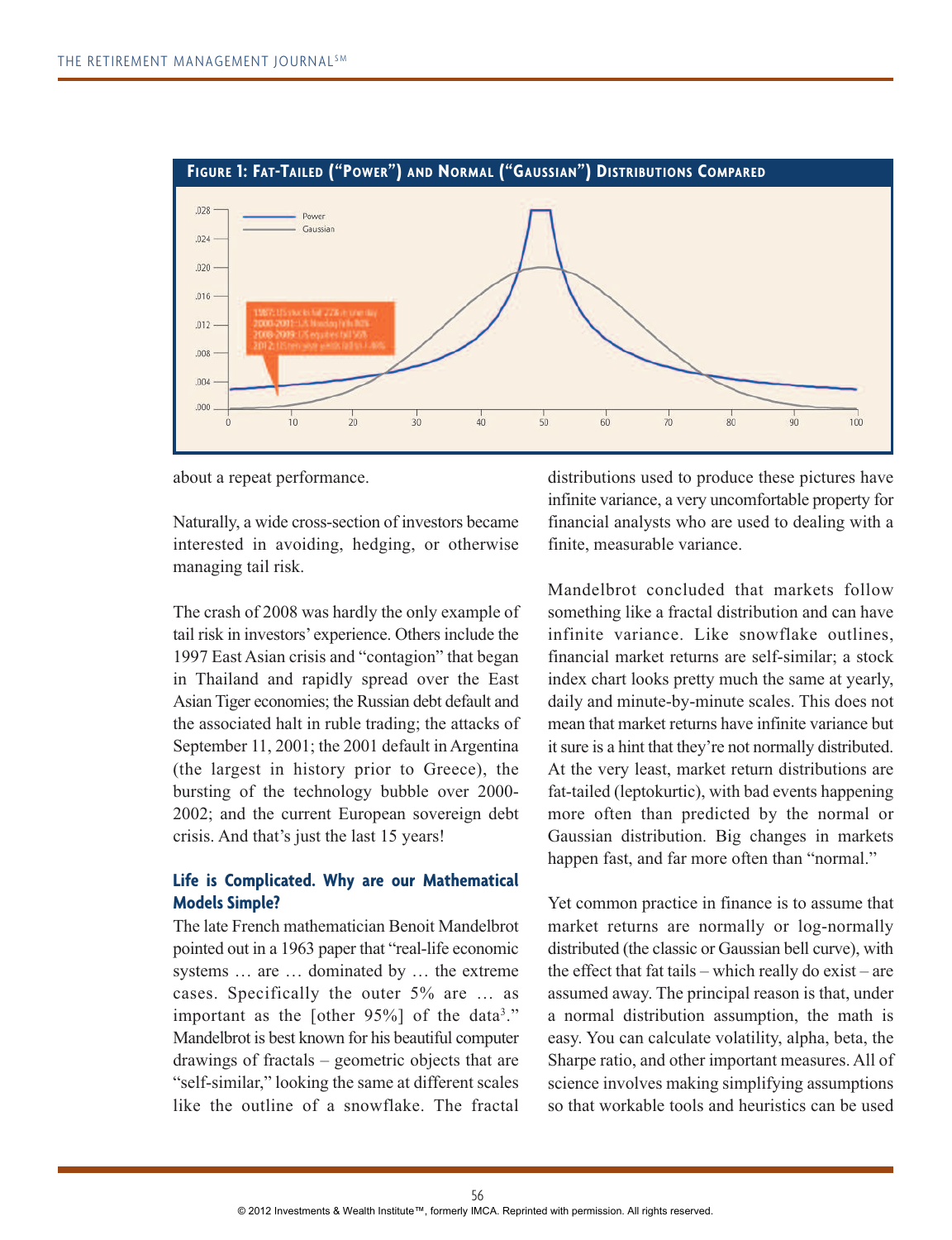**Figure 1: Fat-Tailed ("Power") and Normal ("Gaussian") Distributions Compared**

about a repeat performance.

Naturally, a wide cross-section of investors became interested in avoiding, hedging, or otherwise managing tail risk.

The crash of 2008 was hardly the only example of tail risk in investors' experience. Others include the 1997 East Asian crisis and "contagion" that began in Thailand and rapidly spread over the East Asian Tiger economies; the Russian debt default and the associated halt in ruble trading; the attacks of September 11, 2001; the 2001 default in Argentina (the largest in history prior to Greece), the bursting of the technology bubble over 2000-2002; and the current European sovereign debt crisis. And that's just the last 15 years!

### Life is Complicated. Why are our Mathematical Models Simple?

The late French mathematician Benoit Mandelbrot pointed out in a 1963 paper that "real-life economic systems … are … dominated by … the extreme cases. Specifically the outer 5% are … as important as the [other 95%] of the data[3]." Mandelbrot is best known for his beautiful computer drawings of fractals – geometric objects that are "self-similar," looking the same at different scales like the outline of a snowflake. The fractal distributions used to produce these pictures have infinite variance, a very uncomfortable property for financial analysts who are used to dealing with a finite, measurable variance.

Mandelbrot concluded that markets follow something like a fractal distribution and can have infinite variance. Like snowflake outlines, financial market returns are self-similar; a stock index chart looks pretty much the same at yearly, daily and minute-by-minute scales. This does not mean that market returns have infinite variance but it sure is a hint that they're not normally distributed. At the very least, market return distributions are fat-tailed (leptokurtic), with bad events happening more often than predicted by the normal or Gaussian distribution. Big changes in markets happen fast, and far more often than "normal."

Yet common practice in finance is to assume that market returns are normally or log-normally distributed (the classic or Gaussian bell curve), with the effect that fat tails – which really do exist – are assumed away. The principal reason is that, under a normal distribution assumption, the math is easy. You can calculate volatility, alpha, beta, the Sharpe ratio, and other important measures. All of science involves making simplifying assumptions so that workable tools and heuristics can be used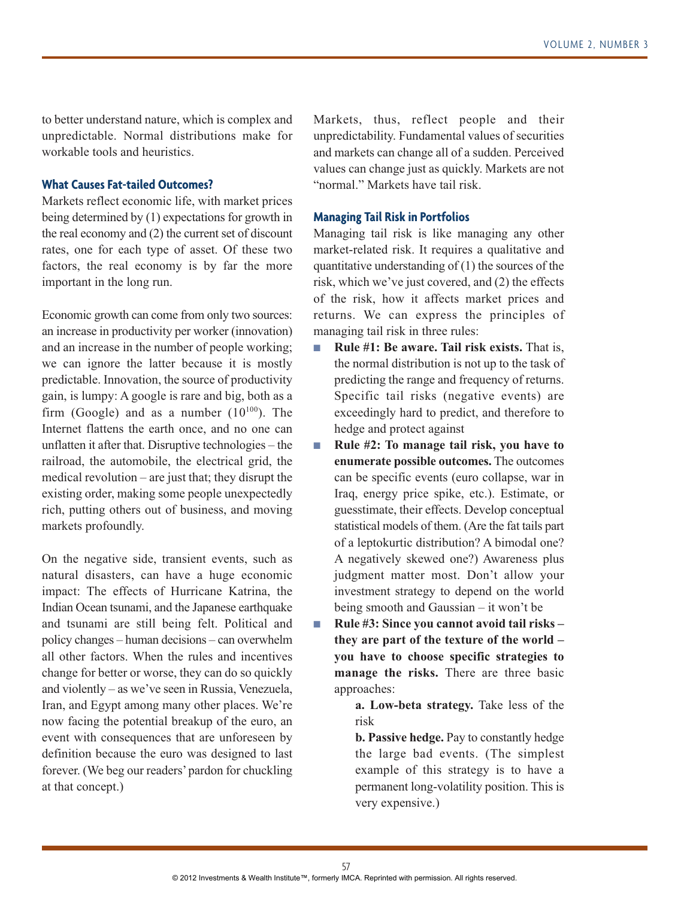to better understand nature, which is complex and unpredictable. Normal distributions make for workable tools and heuristics.

### What Causes Fat-tailed Outcomes?

Markets reflect economic life, with market prices being determined by (1) expectations for growth in the real economy and (2) the current set of discount rates, one for each type of asset. Of these two factors, the real economy is by far the more important in the long run.

Economic growth can come from only two sources: an increase in productivity per worker (innovation) and an increase in the number of people working; we can ignore the latter because it is mostly predictable. Innovation, the source of productivity gain, is lumpy: A google is rare and big, both as a firm (Google) and as a number ($10^{100}$). The Internet flattens the earth once, and no one can unflatten it after that. Disruptive technologies – the railroad, the automobile, the electrical grid, the medical revolution – are just that; they disrupt the existing order, making some people unexpectedly rich, putting others out of business, and moving markets profoundly.

On the negative side, transient events, such as natural disasters, can have a huge economic impact: The effects of Hurricane Katrina, the Indian Ocean tsunami, and the Japanese earthquake and tsunami are still being felt. Political and policy changes – human decisions – can overwhelm all other factors. When the rules and incentives change for better or worse, they can do so quickly and violently – as we've seen in Russia, Venezuela, Iran, and Egypt among many other places. We're now facing the potential breakup of the euro, an event with consequences that are unforeseen by definition because the euro was designed to last forever. (We beg our readers' pardon for chuckling at that concept.)

Markets, thus, reflect people and their unpredictability. Fundamental values of securities and markets can change all of a sudden. Perceived values can change just as quickly. Markets are not "normal." Markets have tail risk.

### Managing Tail Risk in Portfolios

Managing tail risk is like managing any other market-related risk. It requires a qualitative and quantitative understanding of (1) the sources of the risk, which we've just covered, and (2) the effects of the risk, how it affects market prices and returns. We can express the principles of managing tail risk in three rules:

- **Rule #1: Be aware. Tail risk exists.** That is, the normal distribution is not up to the task of predicting the range and frequency of returns. Specific tail risks (negative events) are exceedingly hard to predict, and therefore to hedge and protect against
- **Rule #2: To manage tail risk, you have to enumerate possible outcomes.** The outcomes can be specific events (euro collapse, war in Iraq, energy price spike, etc.). Estimate, or guesstimate, their effects. Develop conceptual statistical models of them. (Are the fat tails part of a leptokurtic distribution? A bimodal one? A negatively skewed one?) Awareness plus judgment matter most. Don't allow your investment strategy to depend on the world being smooth and Gaussian – it won't be
- **Rule #3: Since you cannot avoid tail risks – they are part of the texture of the world – you have to choose specific strategies to manage the risks.** There are three basic approaches:

  **a. Low-beta strategy.** Take less of the risk

  **b. Passive hedge.** Pay to constantly hedge the large bad events. (The simplest example of this strategy is to have a permanent long-volatility position. This is very expensive.)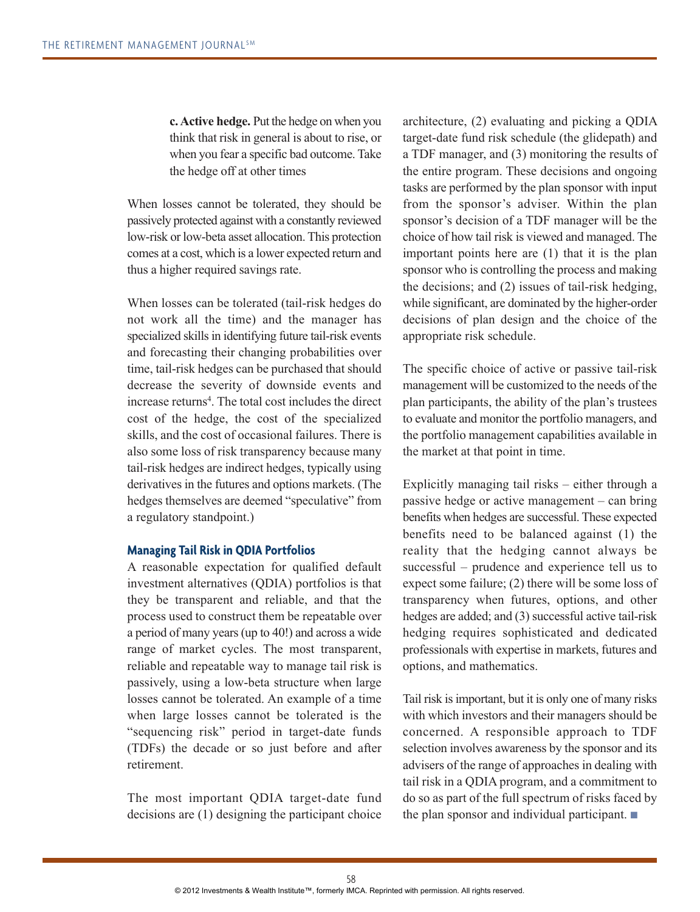**c. Active hedge.** Put the hedge on when you think that risk in general is about to rise, or when you fear a specific bad outcome. Take the hedge off at other times

When losses cannot be tolerated, they should be passively protected against with a constantly reviewed low-risk or low-beta asset allocation. This protection comes at a cost, which is a lower expected return and thus a higher required savings rate.

When losses can be tolerated (tail-risk hedges do not work all the time) and the manager has specialized skills in identifying future tail-risk events and forecasting their changing probabilities over time, tail-risk hedges can be purchased that should decrease the severity of downside events and increase returns[4]. The total cost includes the direct cost of the hedge, the cost of the specialized skills, and the cost of occasional failures. There is also some loss of risk transparency because many tail-risk hedges are indirect hedges, typically using derivatives in the futures and options markets. (The hedges themselves are deemed "speculative" from a regulatory standpoint.)

### Managing Tail Risk in QDIA Portfolios

A reasonable expectation for qualified default investment alternatives (QDIA) portfolios is that they be transparent and reliable, and that the process used to construct them be repeatable over a period of many years (up to 40!) and across a wide range of market cycles. The most transparent, reliable and repeatable way to manage tail risk is passively, using a low-beta structure when large losses cannot be tolerated. An example of a time when large losses cannot be tolerated is the "sequencing risk" period in target-date funds (TDFs) the decade or so just before and after retirement.

The most important QDIA target-date fund decisions are (1) designing the participant choice architecture, (2) evaluating and picking a QDIA target-date fund risk schedule (the glidepath) and a TDF manager, and (3) monitoring the results of the entire program. These decisions and ongoing tasks are performed by the plan sponsor with input from the sponsor's adviser. Within the plan sponsor's decision of a TDF manager will be the choice of how tail risk is viewed and managed. The important points here are (1) that it is the plan sponsor who is controlling the process and making the decisions; and (2) issues of tail-risk hedging, while significant, are dominated by the higher-order decisions of plan design and the choice of the appropriate risk schedule.

The specific choice of active or passive tail-risk management will be customized to the needs of the plan participants, the ability of the plan's trustees to evaluate and monitor the portfolio managers, and the portfolio management capabilities available in the market at that point in time.

Explicitly managing tail risks – either through a passive hedge or active management – can bring benefits when hedges are successful. These expected benefits need to be balanced against (1) the reality that the hedging cannot always be successful – prudence and experience tell us to expect some failure; (2) there will be some loss of transparency when futures, options, and other hedges are added; and (3) successful active tail-risk hedging requires sophisticated and dedicated professionals with expertise in markets, futures and options, and mathematics.

Tail risk is important, but it is only one of many risks with which investors and their managers should be concerned. A responsible approach to TDF selection involves awareness by the sponsor and its advisers of the range of approaches in dealing with tail risk in a QDIA program, and a commitment to do so as part of the full spectrum of risks faced by the plan sponsor and individual participant. ■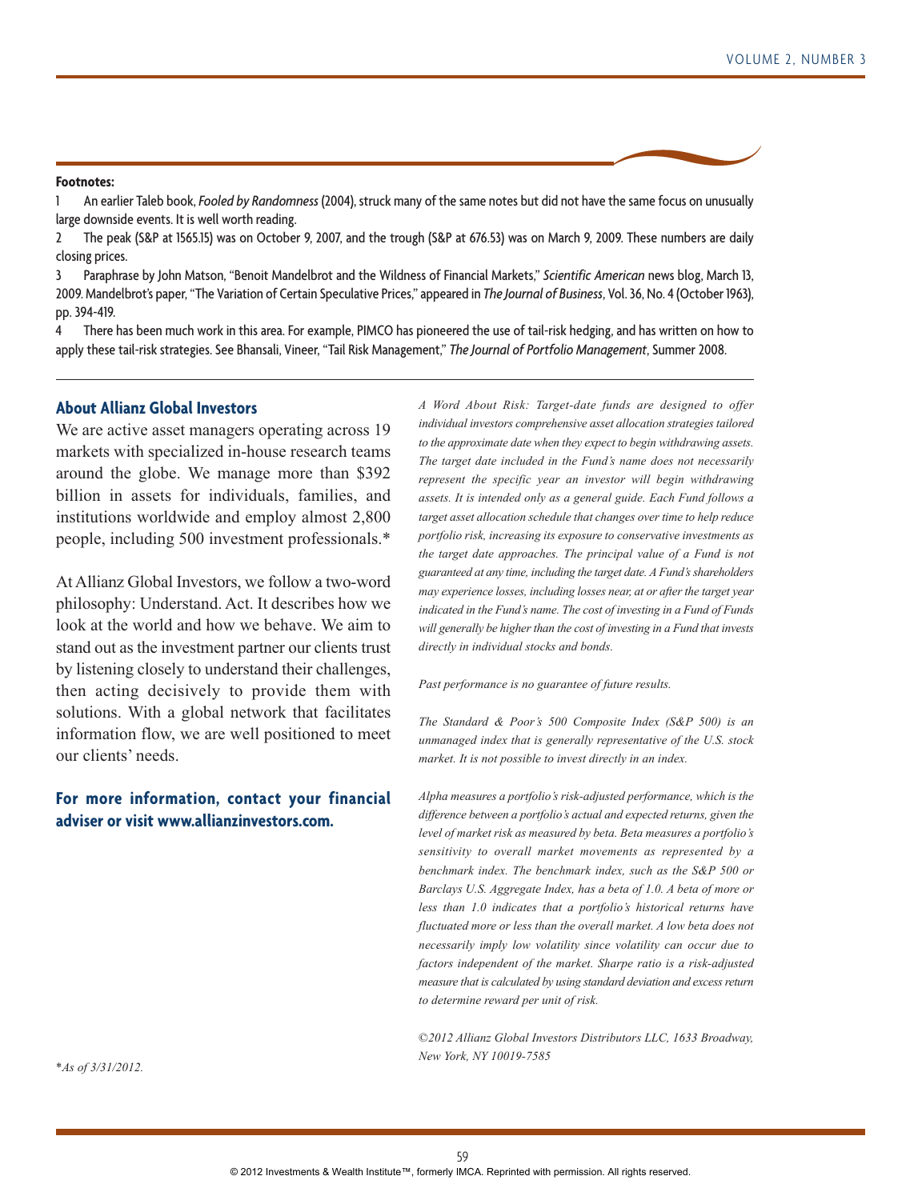**Footnotes:**

1 An earlier Taleb book, *Fooled by Randomness* (2004), struck many of the same notes but did not have the same focus on unusually large downside events. It is well worth reading.

2 The peak (S&P at 1565.15) was on October 9, 2007, and the trough (S&P at 676.53) was on March 9, 2009. These numbers are daily closing prices.

3 Paraphrase by John Matson, "Benoit Mandelbrot and the Wildness of Financial Markets," *Scientific American* news blog, March 13, 2009. Mandelbrot's paper, "The Variation of Certain Speculative Prices," appeared in *The Journal of Business*, Vol. 36, No. 4 (October 1963), pp. 394-419.

4 There has been much work in this area. For example, PIMCO has pioneered the use of tail-risk hedging, and has written on how to apply these tail-risk strategies. See Bhansali, Vineer, "Tail Risk Management," *The Journal of Portfolio Management*, Summer 2008.

---

### About Allianz Global Investors

We are active asset managers operating across 19 markets with specialized in-house research teams around the globe. We manage more than $392 billion in assets for individuals, families, and institutions worldwide and employ almost 2,800 people, including 500 investment professionals.*

At Allianz Global Investors, we follow a two-word philosophy: Understand. Act. It describes how we look at the world and how we behave. We aim to stand out as the investment partner our clients trust by listening closely to understand their challenges, then acting decisively to provide them with solutions. With a global network that facilitates information flow, we are well positioned to meet our clients' needs.

**For more information, contact your financial adviser or visit www.allianzinvestors.com.**

*\*As of 3/31/2012.*

*A Word About Risk: Target-date funds are designed to offer individual investors comprehensive asset allocation strategies tailored to the approximate date when they expect to begin withdrawing assets. The target date included in the Fund's name does not necessarily represent the specific year an investor will begin withdrawing assets. It is intended only as a general guide. Each Fund follows a target asset allocation schedule that changes over time to help reduce portfolio risk, increasing its exposure to conservative investments as the target date approaches. The principal value of a Fund is not guaranteed at any time, including the target date. A Fund's shareholders may experience losses, including losses near, at or after the target year indicated in the Fund's name. The cost of investing in a Fund of Funds will generally be higher than the cost of investing in a Fund that invests directly in individual stocks and bonds.*

*Past performance is no guarantee of future results.*

*The Standard & Poor's 500 Composite Index (S&P 500) is an unmanaged index that is generally representative of the U.S. stock market. It is not possible to invest directly in an index.*

*Alpha measures a portfolio's risk-adjusted performance, which is the difference between a portfolio's actual and expected returns, given the level of market risk as measured by beta. Beta measures a portfolio's sensitivity to overall market movements as represented by a benchmark index. The benchmark index, such as the S&P 500 or Barclays U.S. Aggregate Index, has a beta of 1.0. A beta of more or less than 1.0 indicates that a portfolio's historical returns have fluctuated more or less than the overall market. A low beta does not necessarily imply low volatility since volatility can occur due to factors independent of the market. Sharpe ratio is a risk-adjusted measure that is calculated by using standard deviation and excess return to determine reward per unit of risk.*

*©2012 Allianz Global Investors Distributors LLC, 1633 Broadway, New York, NY 10019-7585*

© 2012 Investments & Wealth Institute™, formerly IMCA. Reprinted with permission. All rights reserved.